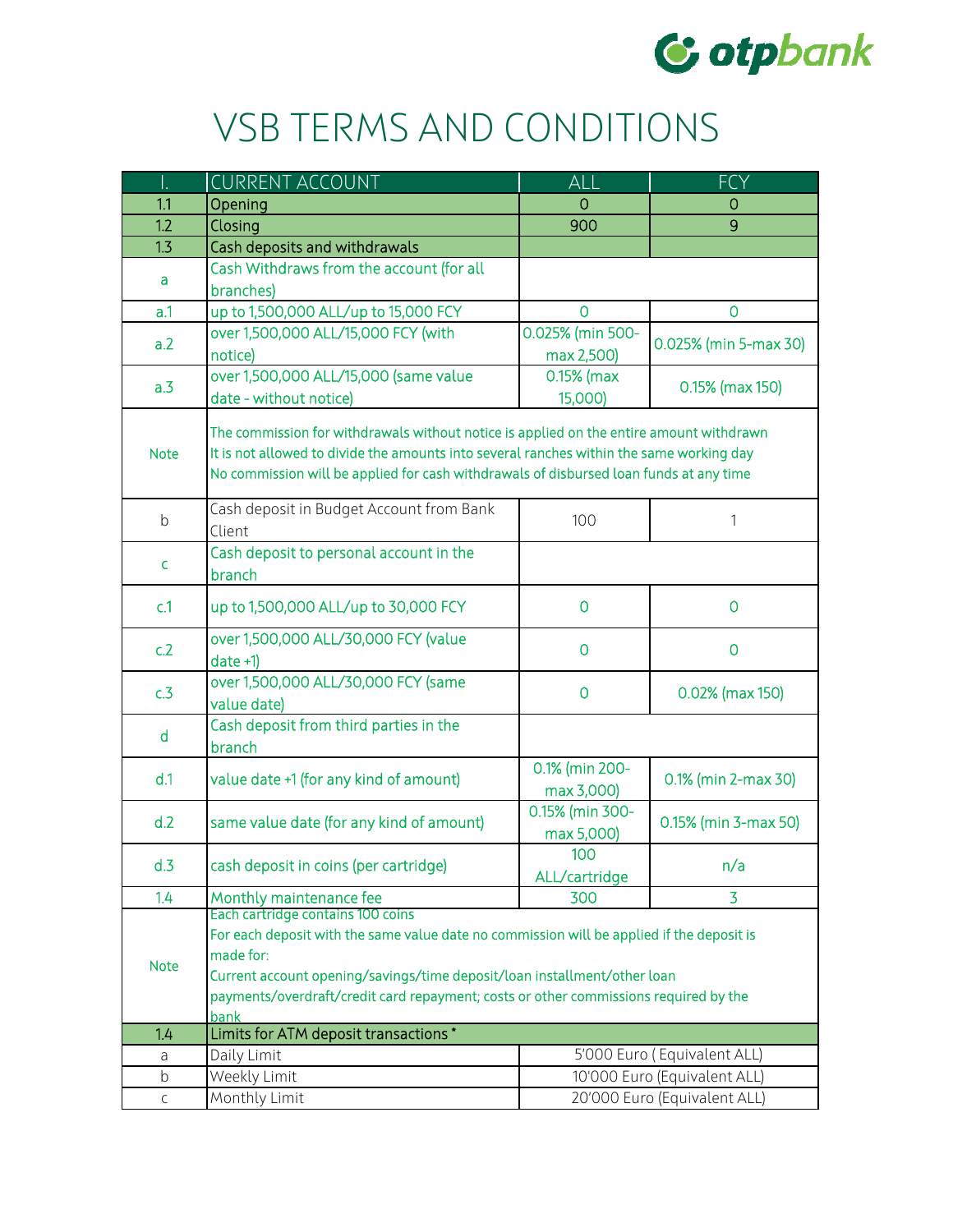# VSB TERMS AND CONDITIONS

| I. | CURRENT ACCOUNT | ALL | FCY |
|---|---|---|---|
| 1.1 | Opening | 0 | 0 |
| 1.2 | Closing | 900 | 9 |
| 1.3 | Cash deposits and withdrawals | | |
| a | Cash Withdraws from the account (for all branches) | | |
| a.1 | up to 1,500,000 ALL/up to 15,000 FCY | 0 | 0 |
| a.2 | over 1,500,000 ALL/15,000 FCY (with notice) | 0.025% (min 500-max 2,500) | 0.025% (min 5-max 30) |
| a.3 | over 1,500,000 ALL/15,000 (same value date - without notice) | 0.15% (max 15,000) | 0.15% (max 150) |
| Note | The commission for withdrawals without notice is applied on the entire amount withdrawn<br>It is not allowed to divide the amounts into several ranches within the same working day<br>No commission will be applied for cash withdrawals of disbursed loan funds at any time | | |
| b | Cash deposit in Budget Account from Bank Client | 100 | 1 |
| c | Cash deposit to personal account in the branch | | |
| c.1 | up to 1,500,000 ALL/up to 30,000 FCY | 0 | 0 |
| c.2 | over 1,500,000 ALL/30,000 FCY (value date +1) | 0 | 0 |
| c.3 | over 1,500,000 ALL/30,000 FCY (same value date) | 0 | 0.02% (max 150) |
| d | Cash deposit from third parties in the branch | | |
| d.1 | value date +1 (for any kind of amount) | 0.1% (min 200-max 3,000) | 0.1% (min 2-max 30) |
| d.2 | same value date (for any kind of amount) | 0.15% (min 300-max 5,000) | 0.15% (min 3-max 50) |
| d.3 | cash deposit in coins (per cartridge) | 100 ALL/cartridge | n/a |
| 1.4 | Monthly maintenance fee | 300 | 3 |
| Note | Each cartridge contains 100 coins<br>For each deposit with the same value date no commission will be applied if the deposit is made for:<br>Current account opening/savings/time deposit/loan installment/other loan payments/overdraft/credit card repayment; costs or other commissions required by the bank | | |
| 1.4 | Limits for ATM deposit transactions * | | |
| a | Daily Limit | 5'000 Euro ( Equivalent ALL) | |
| b | Weekly Limit | 10'000 Euro (Equivalent ALL) | |
| c | Monthly Limit | 20'000 Euro (Equivalent ALL) | |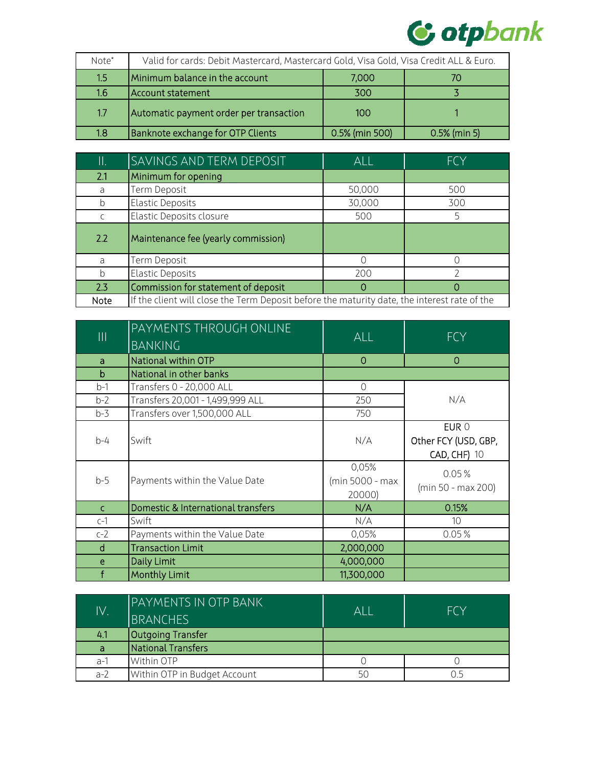| Note* | Valid for cards: Debit Mastercard, Mastercard Gold, Visa Gold, Visa Credit ALL & Euro. | | |
|---|---|---|---|
| 1.5 | Minimum balance in the account | 7,000 | 70 |
| 1.6 | Account statement | 300 | 3 |
| 1.7 | Automatic payment order per transaction | 100 | 1 |
| 1.8 | Banknote exchange for OTP Clients | 0.5% (min 500) | 0.5% (min 5) |

| II. | SAVINGS AND TERM DEPOSIT | ALL | FCY |
|---|---|---|---|
| 2.1 | Minimum for opening | | |
| a | Term Deposit | 50,000 | 500 |
| b | Elastic Deposits | 30,000 | 300 |
| c | Elastic Deposits closure | 500 | 5 |
| 2.2 | Maintenance fee (yearly commission) | | |
| a | Term Deposit | 0 | 0 |
| b | Elastic Deposits | 200 | 2 |
| 2.3 | Commission for statement of deposit | 0 | 0 |
| Note | If the client will close the Term Deposit before the maturity date, the interest rate of the | | |

| III | PAYMENTS THROUGH ONLINE BANKING | ALL | FCY |
|---|---|---|---|
| a | National within OTP | 0 | 0 |
| b | National in other banks | | |
| b-1 | Transfers 0 - 20,000 ALL | 0 | N/A |
| b-2 | Transfers 20,001 - 1,499,999 ALL | 250 | N/A |
| b-3 | Transfers over 1,500,000 ALL | 750 | N/A |
| b-4 | Swift | N/A | EUR 0<br>Other FCY (USD, GBP, CAD, CHF) 10 |
| b-5 | Payments within the Value Date | 0,05%<br>(min 5000 - max 20000) | 0.05 %<br>(min 50 - max 200) |
| c | Domestic & International transfers | N/A | 0.15% |
| c-1 | Swift | N/A | 10 |
| c-2 | Payments within the Value Date | 0,05% | 0.05 % |
| d | Transaction Limit | 2,000,000 | |
| e | Daily Limit | 4,000,000 | |
| f | Monthly Limit | 11,300,000 | |

| IV. | PAYMENTS IN OTP BANK BRANCHES | ALL | FCY |
|---|---|---|---|
| 4.1 | Outgoing Transfer | | |
| a | National Transfers | | |
| a-1 | Within OTP | 0 | 0 |
| a-2 | Within OTP in Budget Account | 50 | 0.5 |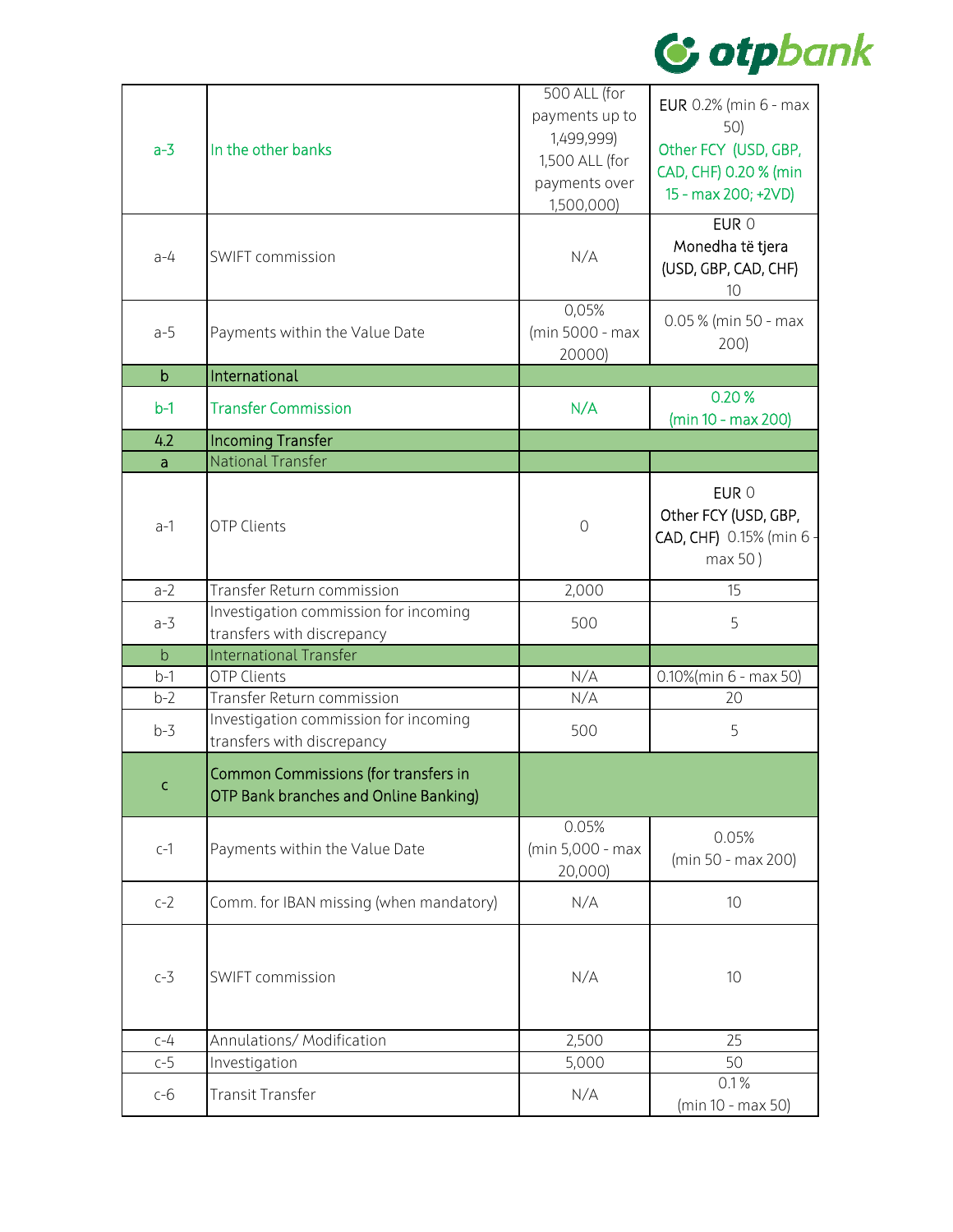| | | | |
|---|---|---|---|
| a-3 | In the other banks | 500 ALL (for payments up to 1,499,999) 1,500 ALL (for payments over 1,500,000) | EUR 0.2% (min 6 - max 50) Other FCY (USD, GBP, CAD, CHF) 0.20 % (min 15 - max 200; +2VD) |
| a-4 | SWIFT commission | N/A | EUR 0 Monedha të tjera (USD, GBP, CAD, CHF) 10 |
| a-5 | Payments within the Value Date | 0,05% (min 5000 - max 20000) | 0.05 % (min 50 - max 200) |
| b | International | | |
| b-1 | Transfer Commission | N/A | 0.20 % (min 10 - max 200) |
| 4.2 | Incoming Transfer | | |
| a | National Transfer | | |
| a-1 | OTP Clients | 0 | EUR 0 Other FCY (USD, GBP, CAD, CHF) 0.15% (min 6 - max 50 ) |
| a-2 | Transfer Return commission | 2,000 | 15 |
| a-3 | Investigation commission for incoming transfers with discrepancy | 500 | 5 |
| b | International Transfer | | |
| b-1 | OTP Clients | N/A | 0.10%(min 6 - max 50) |
| b-2 | Transfer Return commission | N/A | 20 |
| b-3 | Investigation commission for incoming transfers with discrepancy | 500 | 5 |
| c | Common Commissions (for transfers in OTP Bank branches and Online Banking) | | |
| c-1 | Payments within the Value Date | 0.05% (min 5,000 - max 20,000) | 0.05% (min 50 - max 200) |
| c-2 | Comm. for IBAN missing (when mandatory) | N/A | 10 |
| c-3 | SWIFT commission | N/A | 10 |
| c-4 | Annulations/ Modification | 2,500 | 25 |
| c-5 | Investigation | 5,000 | 50 |
| c-6 | Transit Transfer | N/A | 0.1% (min 10 - max 50) |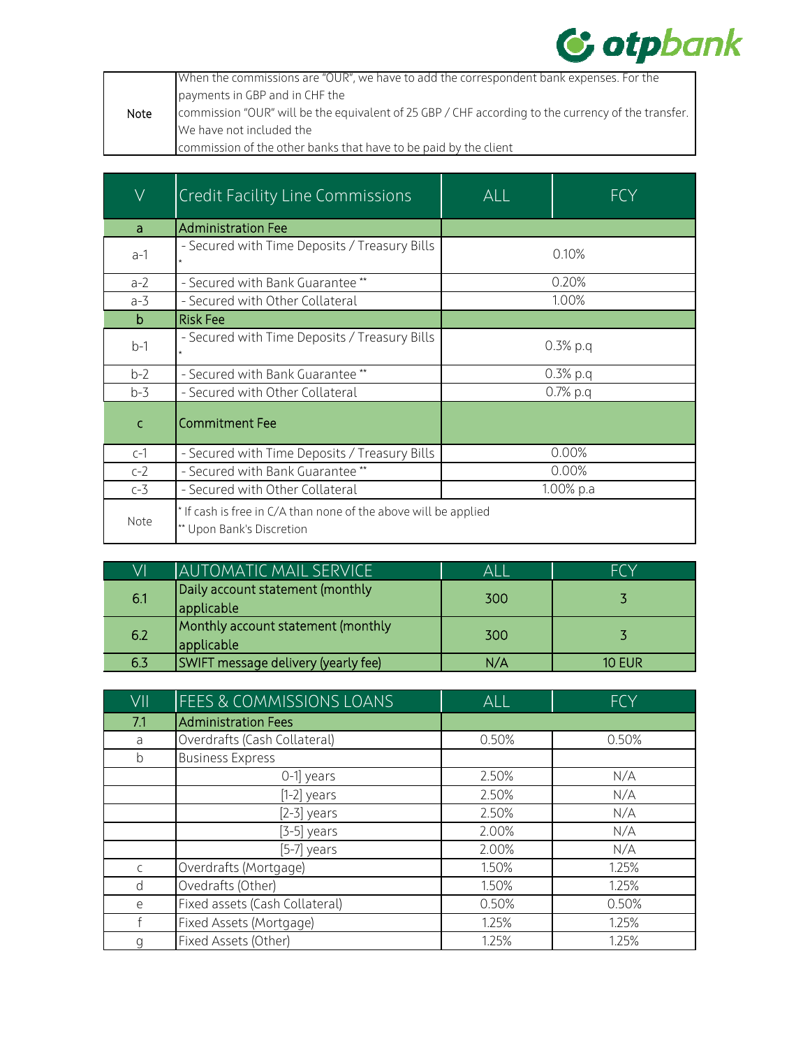| Note | When the commissions are "OUR", we have to add the correspondent bank expenses. For the payments in GBP and in CHF the commission "OUR" will be the equivalent of 25 GBP / CHF according to the currency of the transfer. We have not included the commission of the other banks that have to be paid by the client |
|---|---|

| V | Credit Facility Line Commissions | ALL | FCY |
|---|---|---|---|
| a | Administration Fee | | |
| a-1 | - Secured with Time Deposits / Treasury Bills * | 0.10% | |
| a-2 | - Secured with Bank Guarantee ** | 0.20% | |
| a-3 | - Secured with Other Collateral | 1.00% | |
| b | Risk Fee | | |
| b-1 | - Secured with Time Deposits / Treasury Bills * | 0.3% p.q | |
| b-2 | - Secured with Bank Guarantee ** | 0.3% p.q | |
| b-3 | - Secured with Other Collateral | 0.7% p.q | |
| c | Commitment Fee | | |
| c-1 | - Secured with Time Deposits / Treasury Bills | 0.00% | |
| c-2 | - Secured with Bank Guarantee ** | 0.00% | |
| c-3 | - Secured with Other Collateral | 1.00% p.a | |
| Note | * If cash is free in C/A than none of the above will be applied<br>** Upon Bank's Discretion | | |

| VI | AUTOMATIC MAIL SERVICE | ALL | FCY |
|---|---|---|---|
| 6.1 | Daily account statement (monthly applicable | 300 | 3 |
| 6.2 | Monthly account statement (monthly applicable | 300 | 3 |
| 6.3 | SWIFT message delivery (yearly fee) | N/A | 10 EUR |

| VII | FEES & COMMISSIONS LOANS | ALL | FCY |
|---|---|---|---|
| 7.1 | Administration Fees | | |
| a | Overdrafts (Cash Collateral) | 0.50% | 0.50% |
| b | Business Express | | |
| | 0-1] years | 2.50% | N/A |
| | [1-2] years | 2.50% | N/A |
| | [2-3] years | 2.50% | N/A |
| | [3-5] years | 2.00% | N/A |
| | [5-7] years | 2.00% | N/A |
| c | Overdrafts (Mortgage) | 1.50% | 1.25% |
| d | Ovedrafts (Other) | 1.50% | 1.25% |
| e | Fixed assets (Cash Collateral) | 0.50% | 0.50% |
| f | Fixed Assets (Mortgage) | 1.25% | 1.25% |
| g | Fixed Assets (Other) | 1.25% | 1.25% |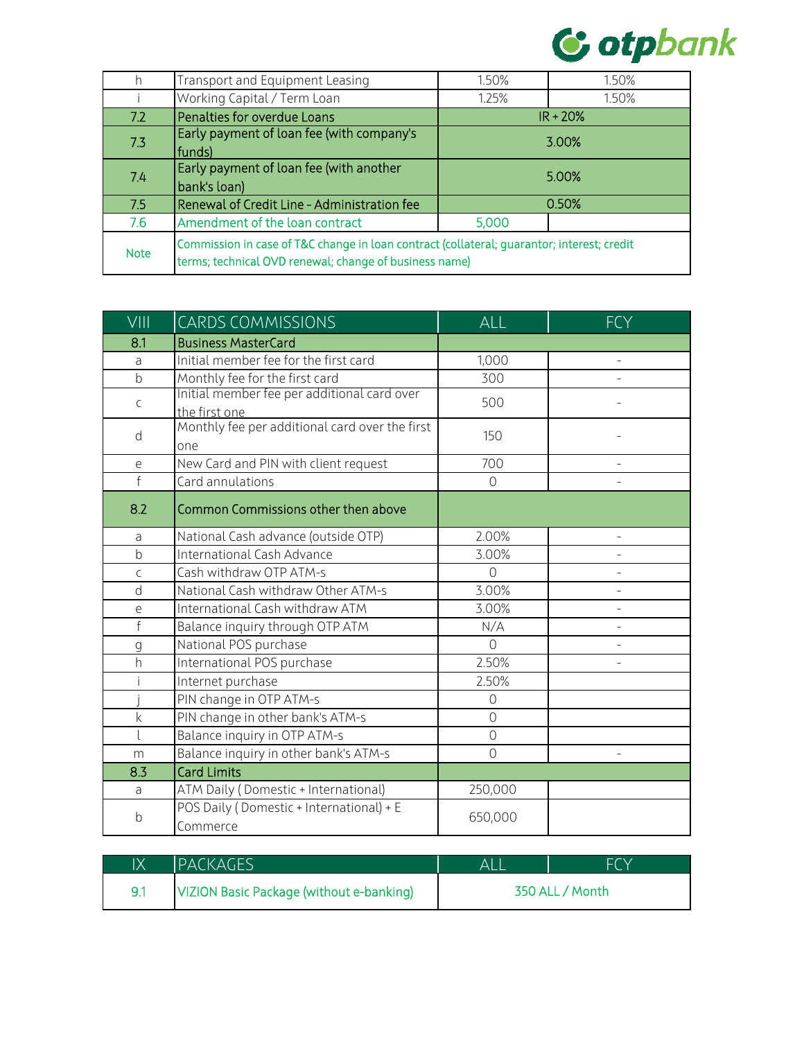| | | | |
|---|---|---|---|
| h | Transport and Equipment Leasing | 1.50% | 1.50% |
| i | Working Capital / Term Loan | 1.25% | 1.50% |
| 7.2 | Penalties for overdue Loans | IR + 20% | |
| 7.3 | Early payment of loan fee (with company's funds) | 3.00% | |
| 7.4 | Early payment of loan fee (with another bank's loan) | 5.00% | |
| 7.5 | Renewal of Credit Line - Administration fee | 0.50% | |
| 7.6 | Amendment of the loan contract | 5,000 | |
| Note | Commission in case of T&C change in loan contract (collateral; guarantor; interest; credit terms; technical OVD renewal; change of business name) | | |

| VIII | CARDS COMMISSIONS | ALL | FCY |
|---|---|---|---|
| 8.1 | Business MasterCard | | |
| a | Initial member fee for the first card | 1,000 | - |
| b | Monthly fee for the first card | 300 | - |
| c | Initial member fee per additional card over the first one | 500 | - |
| d | Monthly fee per additional card over the first one | 150 | - |
| e | New Card and PIN with client request | 700 | - |
| f | Card annulations | 0 | - |
| 8.2 | Common Commissions other then above | | |
| a | National Cash advance (outside OTP) | 2.00% | - |
| b | International Cash Advance | 3.00% | - |
| c | Cash withdraw OTP ATM-s | 0 | - |
| d | National Cash withdraw Other ATM-s | 3.00% | - |
| e | International Cash withdraw ATM | 3.00% | - |
| f | Balance inquiry through OTP ATM | N/A | - |
| g | National POS purchase | 0 | - |
| h | International POS purchase | 2.50% | - |
| i | Internet purchase | 2.50% | |
| j | PIN change in OTP ATM-s | 0 | |
| k | PIN change in other bank's ATM-s | 0 | |
| l | Balance inquiry in OTP ATM-s | 0 | |
| m | Balance inquiry in other bank's ATM-s | 0 | - |
| 8.3 | Card Limits | | |
| a | ATM Daily ( Domestic + International) | 250,000 | |
| b | POS Daily ( Domestic + International) + E Commerce | 650,000 | |

| IX | PACKAGES | ALL | FCY |
|---|---|---|---|
| 9.1 | VIZION Basic Package (without e-banking) | 350 ALL / Month | |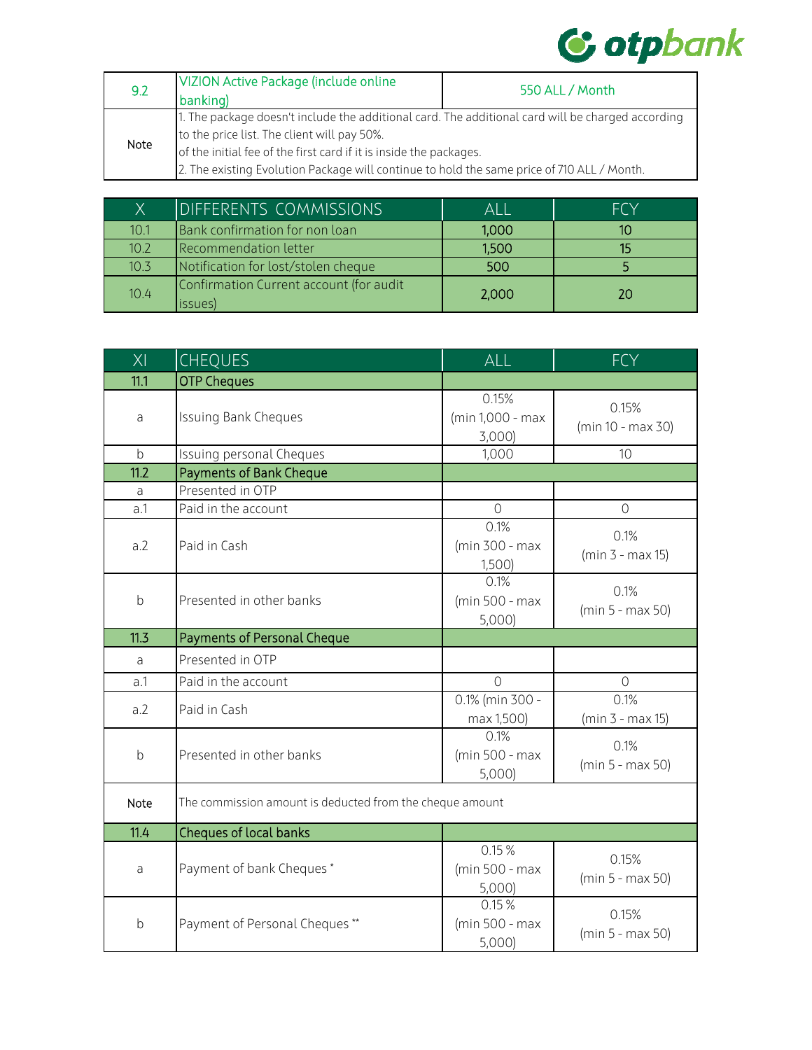| 9.2 | VIZION Active Package (include online banking) | 550 ALL / Month |
|---|---|---|
| Note | 1. The package doesn't include the additional card. The additional card will be charged according to the price list. The client will pay 50%. of the initial fee of the first card if it is inside the packages. 2. The existing Evolution Package will continue to hold the same price of 710 ALL / Month. | |

| X | DIFFERENTS COMMISSIONS | ALL | FCY |
|---|---|---|---|
| 10.1 | Bank confirmation for non loan | 1,000 | 10 |
| 10.2 | Recommendation letter | 1,500 | 15 |
| 10.3 | Notification for lost/stolen cheque | 500 | 5 |
| 10.4 | Confirmation Current account (for audit issues) | 2,000 | 20 |

| XI | CHEQUES | ALL | FCY |
|---|---|---|---|
| 11.1 | OTP Cheques | | |
| a | Issuing Bank Cheques | 0.15% (min 1,000 - max 3,000) | 0.15% (min 10 - max 30) |
| b | Issuing personal Cheques | 1,000 | 10 |
| 11.2 | Payments of Bank Cheque | | |
| a | Presented in OTP | | |
| a.1 | Paid in the account | 0 | 0 |
| a.2 | Paid in Cash | 0.1% (min 300 - max 1,500) | 0.1% (min 3 - max 15) |
| b | Presented in other banks | 0.1% (min 500 - max 5,000) | 0.1% (min 5 - max 50) |
| 11.3 | Payments of Personal Cheque | | |
| a | Presented in OTP | | |
| a.1 | Paid in the account | 0 | 0 |
| a.2 | Paid in Cash | 0.1% (min 300 - max 1,500) | 0.1% (min 3 - max 15) |
| b | Presented in other banks | 0.1% (min 500 - max 5,000) | 0.1% (min 5 - max 50) |
| Note | The commission amount is deducted from the cheque amount | | |
| 11.4 | Cheques of local banks | | |
| a | Payment of bank Cheques * | 0.15 % (min 500 - max 5,000) | 0.15% (min 5 - max 50) |
| b | Payment of Personal Cheques ** | 0.15 % (min 500 - max 5,000) | 0.15% (min 5 - max 50) |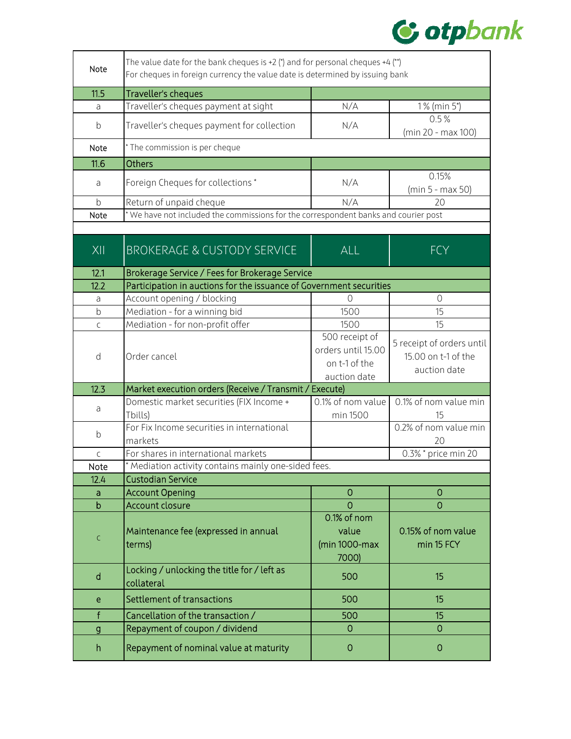| | | | |
|---|---|---|---|
| Note | The value date for the bank cheques is +2 (*) and for personal cheques +4 (**) For cheques in foreign currency the value date is determined by issuing bank | | |
| 11.5 | Traveller's cheques | | |
| a | Traveller's cheques payment at sight | N/A | 1 % (min 5*) |
| b | Traveller's cheques payment for collection | N/A | 0.5 % (min 20 - max 100) |
| Note | * The commission is per cheque | | |
| 11.6 | Others | | |
| a | Foreign Cheques for collections * | N/A | 0.15% (min 5 - max 50) |
| b | Return of unpaid cheque | N/A | 20 |
| Note | * We have not included the commissions for the correspondent banks and courier post | | |

| XII | BROKERAGE & CUSTODY SERVICE | ALL | FCY |
|---|---|---|---|
| 12.1 | Brokerage Service / Fees for Brokerage Service | | |
| 12.2 | Participation in auctions for the issuance of Government securities | | |
| a | Account opening / blocking | 0 | 0 |
| b | Mediation - for a winning bid | 1500 | 15 |
| c | Mediation - for non-profit offer | 1500 | 15 |
| d | Order cancel | 500 receipt of orders until 15.00 on t-1 of the auction date | 5 receipt of orders until 15.00 on t-1 of the auction date |
| 12.3 | Market execution orders (Receive / Transmit / Execute) | | |
| a | Domestic market securities (FIX Income + Tbills) | 0.1% of nom value min 1500 | 0.1% of nom value min 15 |
| b | For Fix Income securities in international markets | | 0.2% of nom value min 20 |
| c | For shares in international markets | | 0.3% * price min 20 |
| Note | * Mediation activity contains mainly one-sided fees. | | |
| 12.4 | Custodian Service | | |
| a | Account Opening | 0 | 0 |
| b | Account closure | 0 | 0 |
| c | Maintenance fee (expressed in annual terms) | 0.1% of nom value (min 1000-max 7000) | 0.15% of nom value min 15 FCY |
| d | Locking / unlocking the title for / left as collateral | 500 | 15 |
| e | Settlement of transactions | 500 | 15 |
| f | Cancellation of the transaction / | 500 | 15 |
| g | Repayment of coupon / dividend | 0 | 0 |
| h | Repayment of nominal value at maturity | 0 | 0 |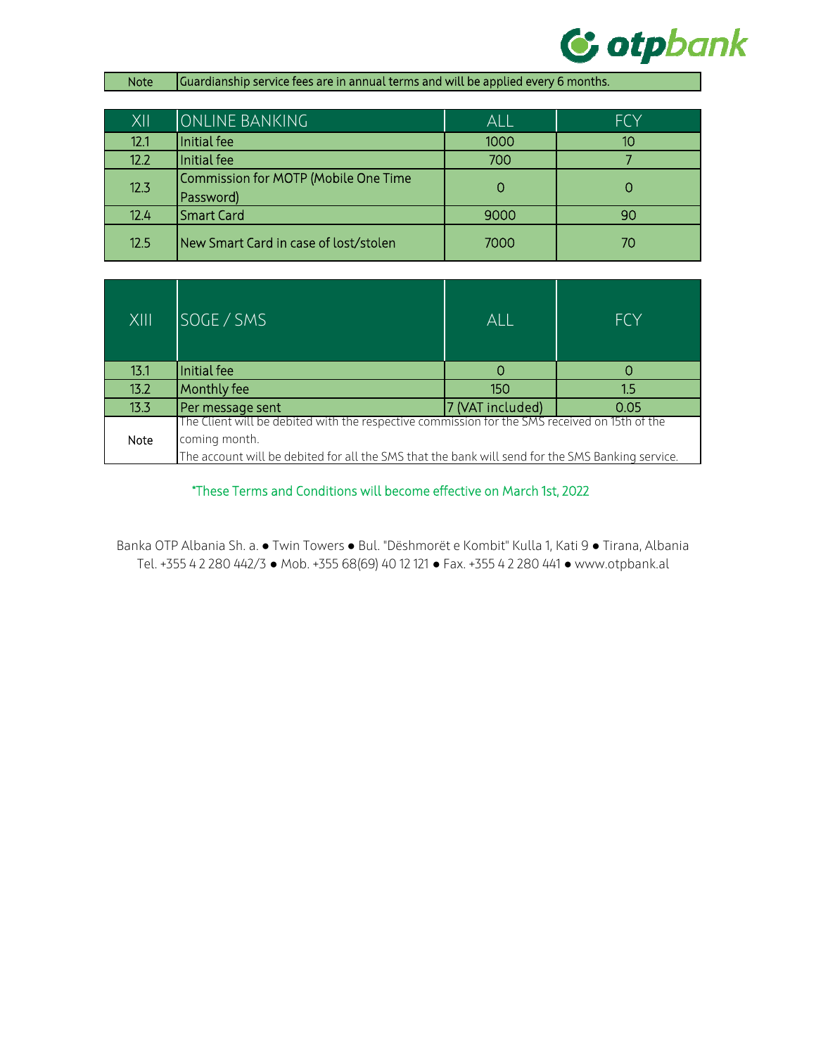| Note | Guardianship service fees are in annual terms and will be applied every 6 months. |
|---|---|

| XII | ONLINE BANKING | ALL | FCY |
|---|---|---|---|
| 12.1 | Initial fee | 1000 | 10 |
| 12.2 | Initial fee | 700 | 7 |
| 12.3 | Commission for MOTP (Mobile One Time Password) | 0 | 0 |
| 12.4 | Smart Card | 9000 | 90 |
| 12.5 | New Smart Card in case of lost/stolen | 7000 | 70 |

| XIII | SOGE / SMS | ALL | FCY |
|---|---|---|---|
| 13.1 | Initial fee | 0 | 0 |
| 13.2 | Monthly fee | 150 | 1.5 |
| 13.3 | Per message sent | 7 (VAT included) | 0.05 |
| Note | The Client will be debited with the respective commission for the SMS received on 15th of the coming month. The account will be debited for all the SMS that the bank will send for the SMS Banking service. | | |

*These Terms and Conditions will become effective on March 1st, 2022

Banka OTP Albania Sh. a. ● Twin Towers ● Bul. "Dëshmorët e Kombit" Kulla 1, Kati 9 ● Tirana, Albania
Tel. +355 4 2 280 442/3 ● Mob. +355 68(69) 40 12 121 ● Fax. +355 4 2 280 441 ● www.otpbank.al